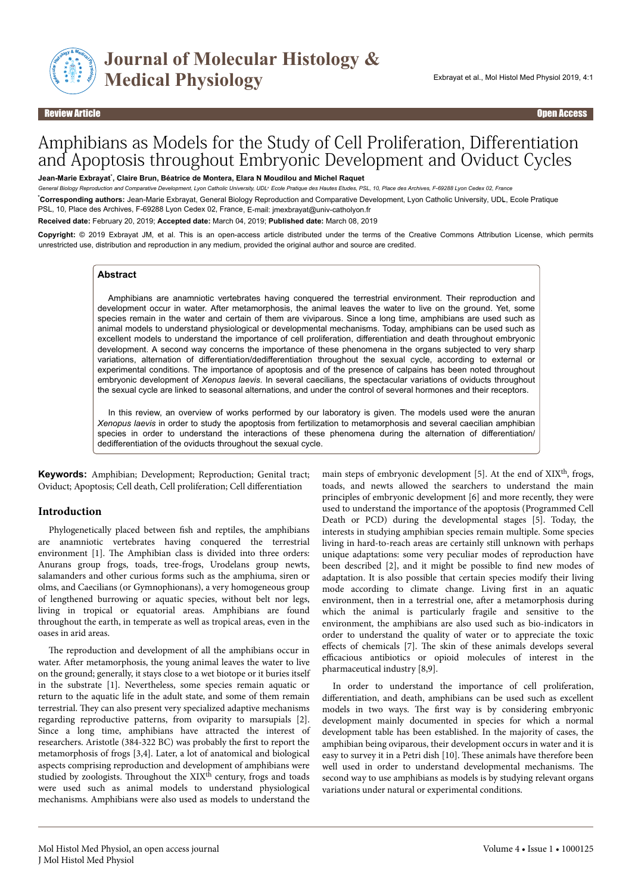Review Article

Open Access

# Amphibians as Models for the Study of Cell Proliferation, Differentiation and Apoptosis throughout Embryonic Development and Oviduct Cycles

**Jean-Marie Exbrayat*, Claire Brun, Béatrice de Montera, Elara N Moudilou and Michel Raquet**

*General Biology Reproduction and Comparative Development, Lyon Catholic University, UDL, Ecole Pratique des Hautes Etudes, PSL, 10, Place des Archives, F-69288 Lyon Cedex 02, France*

***Corresponding authors:** Jean-Marie Exbrayat, General Biology Reproduction and Comparative Development, Lyon Catholic University, UDL, Ecole Pratique PSL, 10, Place des Archives, F-69288 Lyon Cedex 02, France, E-mail: jmexbrayat@univ-catholyon.fr

**Received date:** February 20, 2019; **Accepted date:** March 04, 2019; **Published date:** March 08, 2019

**Copyright:** © 2019 Exbrayat JM, et al. This is an open-access article distributed under the terms of the Creative Commons Attribution License, which permits unrestricted use, distribution and reproduction in any medium, provided the original author and source are credited.

## Abstract

Amphibians are anamniotic vertebrates having conquered the terrestrial environment. Their reproduction and development occur in water. After metamorphosis, the animal leaves the water to live on the ground. Yet, some species remain in the water and certain of them are viviparous. Since a long time, amphibians are used such as animal models to understand physiological or developmental mechanisms. Today, amphibians can be used such as excellent models to understand the importance of cell proliferation, differentiation and death throughout embryonic development. A second way concerns the importance of these phenomena in the organs subjected to very sharp variations, alternation of differentiation/dedifferentiation throughout the sexual cycle, according to external or experimental conditions. The importance of apoptosis and of the presence of calpains has been noted throughout embryonic development of *Xenopus laevis.* In several caecilians, the spectacular variations of oviducts throughout the sexual cycle are linked to seasonal alternations, and under the control of several hormones and their receptors.

In this review, an overview of works performed by our laboratory is given. The models used were the anuran *Xenopus laevis* in order to study the apoptosis from fertilization to metamorphosis and several caecilian amphibian species in order to understand the interactions of these phenomena during the alternation of differentiation/dedifferentiation of the oviducts throughout the sexual cycle.

**Keywords:** Amphibian; Development; Reproduction; Genital tract; Oviduct; Apoptosis; Cell death, Cell proliferation; Cell differentiation

## Introduction

Phylogenetically placed between fish and reptiles, the amphibians are anamniotic vertebrates having conquered the terrestrial environment [1]. The Amphibian class is divided into three orders: Anurans group frogs, toads, tree-frogs, Urodelans group newts, salamanders and other curious forms such as the amphiuma, siren or olms, and Caecilians (or Gymnophionans), a very homogeneous group of lengthened burrowing or aquatic species, without belt nor legs, living in tropical or equatorial areas. Amphibians are found throughout the earth, in temperate as well as tropical areas, even in the oases in arid areas.

The reproduction and development of all the amphibians occur in water. After metamorphosis, the young animal leaves the water to live on the ground; generally, it stays close to a wet biotope or it buries itself in the substrate [1]. Nevertheless, some species remain aquatic or return to the aquatic life in the adult state, and some of them remain terrestrial. They can also present very specialized adaptive mechanisms regarding reproductive patterns, from oviparity to marsupials [2]. Since a long time, amphibians have attracted the interest of researchers. Aristotle (384-322 BC) was probably the first to report the metamorphosis of frogs [3,4]. Later, a lot of anatomical and biological aspects comprising reproduction and development of amphibians were studied by zoologists. Throughout the XIX$^{th}$ century, frogs and toads were used such as animal models to understand physiological mechanisms. Amphibians were also used as models to understand the main steps of embryonic development [5]. At the end of XIX$^{th}$, frogs, toads, and newts allowed the searchers to understand the main principles of embryonic development [6] and more recently, they were used to understand the importance of the apoptosis (Programmed Cell Death or PCD) during the developmental stages [5]. Today, the interests in studying amphibian species remain multiple. Some species living in hard-to-reach areas are certainly still unknown with perhaps unique adaptations: some very peculiar modes of reproduction have been described [2], and it might be possible to find new modes of adaptation. It is also possible that certain species modify their living mode according to climate change. Living first in an aquatic environment, then in a terrestrial one, after a metamorphosis during which the animal is particularly fragile and sensitive to the environment, the amphibians are also used such as bio-indicators in order to understand the quality of water or to appreciate the toxic effects of chemicals [7]. The skin of these animals develops several efficacious antibiotics or opioid molecules of interest in the pharmaceutical industry [8,9].

In order to understand the importance of cell proliferation, differentiation, and death, amphibians can be used such as excellent models in two ways. The first way is by considering embryonic development mainly documented in species for which a normal development table has been established. In the majority of cases, the amphibian being oviparous, their development occurs in water and it is easy to survey it in a Petri dish [10]. These animals have therefore been well used in order to understand developmental mechanisms. The second way to use amphibians as models is by studying relevant organs variations under natural or experimental conditions.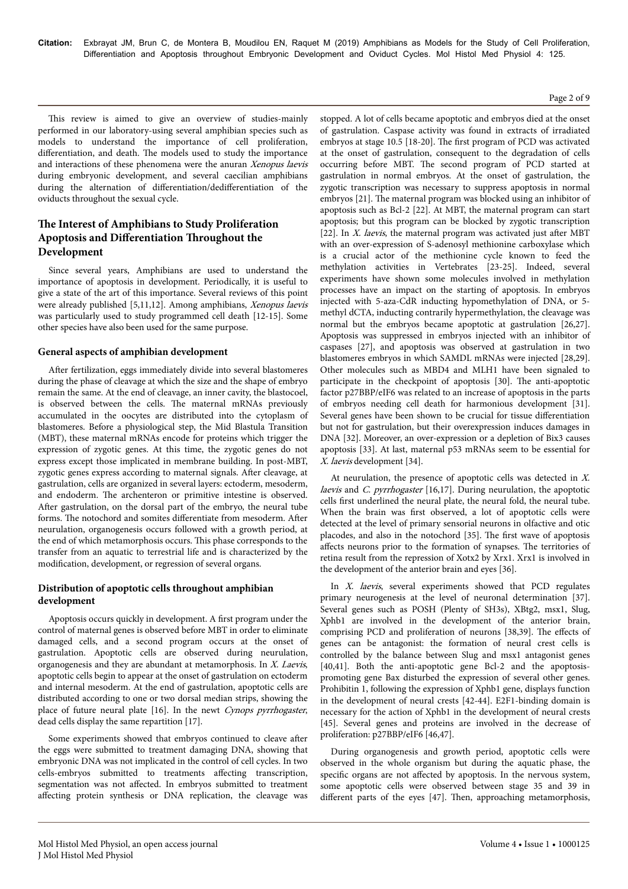This review is aimed to give an overview of studies-mainly performed in our laboratory-using several amphibian species such as models to understand the importance of cell proliferation, differentiation, and death. The models used to study the importance and interactions of these phenomena were the anuran *Xenopus laevis* during embryonic development, and several caecilian amphibians during the alternation of differentiation/dedifferentiation of the oviducts throughout the sexual cycle.

## The Interest of Amphibians to Study Proliferation Apoptosis and Differentiation Throughout the Development

Since several years, Amphibians are used to understand the importance of apoptosis in development. Periodically, it is useful to give a state of the art of this importance. Several reviews of this point were already published [5,11,12]. Among amphibians, *Xenopus laevis* was particularly used to study programmed cell death [12-15]. Some other species have also been used for the same purpose.

### General aspects of amphibian development

After fertilization, eggs immediately divide into several blastomeres during the phase of cleavage at which the size and the shape of embryo remain the same. At the end of cleavage, an inner cavity, the blastocoel, is observed between the cells. The maternal mRNAs previously accumulated in the oocytes are distributed into the cytoplasm of blastomeres. Before a physiological step, the Mid Blastula Transition (MBT), these maternal mRNAs encode for proteins which trigger the expression of zygotic genes. At this time, the zygotic genes do not express except those implicated in membrane building. In post-MBT, zygotic genes express according to maternal signals. After cleavage, at gastrulation, cells are organized in several layers: ectoderm, mesoderm, and endoderm. The archenteron or primitive intestine is observed. After gastrulation, on the dorsal part of the embryo, the neural tube forms. The notochord and somites differentiate from mesoderm. After neurulation, organogenesis occurs followed with a growth period, at the end of which metamorphosis occurs. This phase corresponds to the transfer from an aquatic to terrestrial life and is characterized by the modification, development, or regression of several organs.

### Distribution of apoptotic cells throughout amphibian development

Apoptosis occurs quickly in development. A first program under the control of maternal genes is observed before MBT in order to eliminate damaged cells, and a second program occurs at the onset of gastrulation. Apoptotic cells are observed during neurulation, organogenesis and they are abundant at metamorphosis. In *X. Laevis*, apoptotic cells begin to appear at the onset of gastrulation on ectoderm and internal mesoderm. At the end of gastrulation, apoptotic cells are distributed according to one or two dorsal median strips, showing the place of future neural plate [16]. In the newt *Cynops pyrrhogaster*, dead cells display the same repartition [17].

Some experiments showed that embryos continued to cleave after the eggs were submitted to treatment damaging DNA, showing that embryonic DNA was not implicated in the control of cell cycles. In two cells-embryos submitted to treatments affecting transcription, segmentation was not affected. In embryos submitted to treatment affecting protein synthesis or DNA replication, the cleavage was stopped. A lot of cells became apoptotic and embryos died at the onset of gastrulation. Caspase activity was found in extracts of irradiated embryos at stage 10.5 [18-20]. The first program of PCD was activated at the onset of gastrulation, consequent to the degradation of cells occurring before MBT. The second program of PCD started at gastrulation in normal embryos. At the onset of gastrulation, the zygotic transcription was necessary to suppress apoptosis in normal embryos [21]. The maternal program was blocked using an inhibitor of apoptosis such as Bcl-2 [22]. At MBT, the maternal program can start apoptosis; but this program can be blocked by zygotic transcription [22]. In *X. laevis*, the maternal program was activated just after MBT with an over-expression of S-adenosyl methionine carboxylase which is a crucial actor of the methionine cycle known to feed the methylation activities in Vertebrates [23-25]. Indeed, several experiments have shown some molecules involved in methylation processes have an impact on the starting of apoptosis. In embryos injected with 5-aza-CdR inducting hypomethylation of DNA, or 5-methyl dCTA, inducting contrarily hypermethylation, the cleavage was normal but the embryos became apoptotic at gastrulation [26,27]. Apoptosis was suppressed in embryos injected with an inhibitor of caspases [27], and apoptosis was observed at gastrulation in two blastomeres embryos in which SAMDL mRNAs were injected [28,29]. Other molecules such as MBD4 and MLH1 have been signaled to participate in the checkpoint of apoptosis [30]. The anti-apoptotic factor p27BBP/eIF6 was related to an increase of apoptosis in the parts of embryos needing cell death for harmonious development [31]. Several genes have been shown to be crucial for tissue differentiation but not for gastrulation, but their overexpression induces damages in DNA [32]. Moreover, an over-expression or a depletion of Bix3 causes apoptosis [33]. At last, maternal p53 mRNAs seem to be essential for *X. laevis* development [34].

At neurulation, the presence of apoptotic cells was detected in *X. laevis* and *C. pyrrhogaster* [16,17]. During neurulation, the apoptotic cells first underlined the neural plate, the neural fold, the neural tube. When the brain was first observed, a lot of apoptotic cells were detected at the level of primary sensorial neurons in olfactive and otic placodes, and also in the notochord [35]. The first wave of apoptosis affects neurons prior to the formation of synapses. The territories of retina result from the repression of Xotx2 by Xrx1. Xrx1 is involved in the development of the anterior brain and eyes [36].

In *X. laevis*, several experiments showed that PCD regulates primary neurogenesis at the level of neuronal determination [37]. Several genes such as POSH (Plenty of SH3s), XBtg2, msx1, Slug, Xphb1 are involved in the development of the anterior brain, comprising PCD and proliferation of neurons [38,39]. The effects of genes can be antagonist: the formation of neural crest cells is controlled by the balance between Slug and msx1 antagonist genes [40,41]. Both the anti-apoptotic gene Bcl-2 and the apoptosis-promoting gene Bax disturbed the expression of several other genes. Prohibitin 1, following the expression of Xphb1 gene, displays function in the development of neural crests [42-44]. E2F1-binding domain is necessary for the action of Xphb1 in the development of neural crests [45]. Several genes and proteins are involved in the decrease of proliferation: p27BBP/eIF6 [46,47].

During organogenesis and growth period, apoptotic cells were observed in the whole organism but during the aquatic phase, the specific organs are not affected by apoptosis. In the nervous system, some apoptotic cells were observed between stage 35 and 39 in different parts of the eyes [47]. Then, approaching metamorphosis,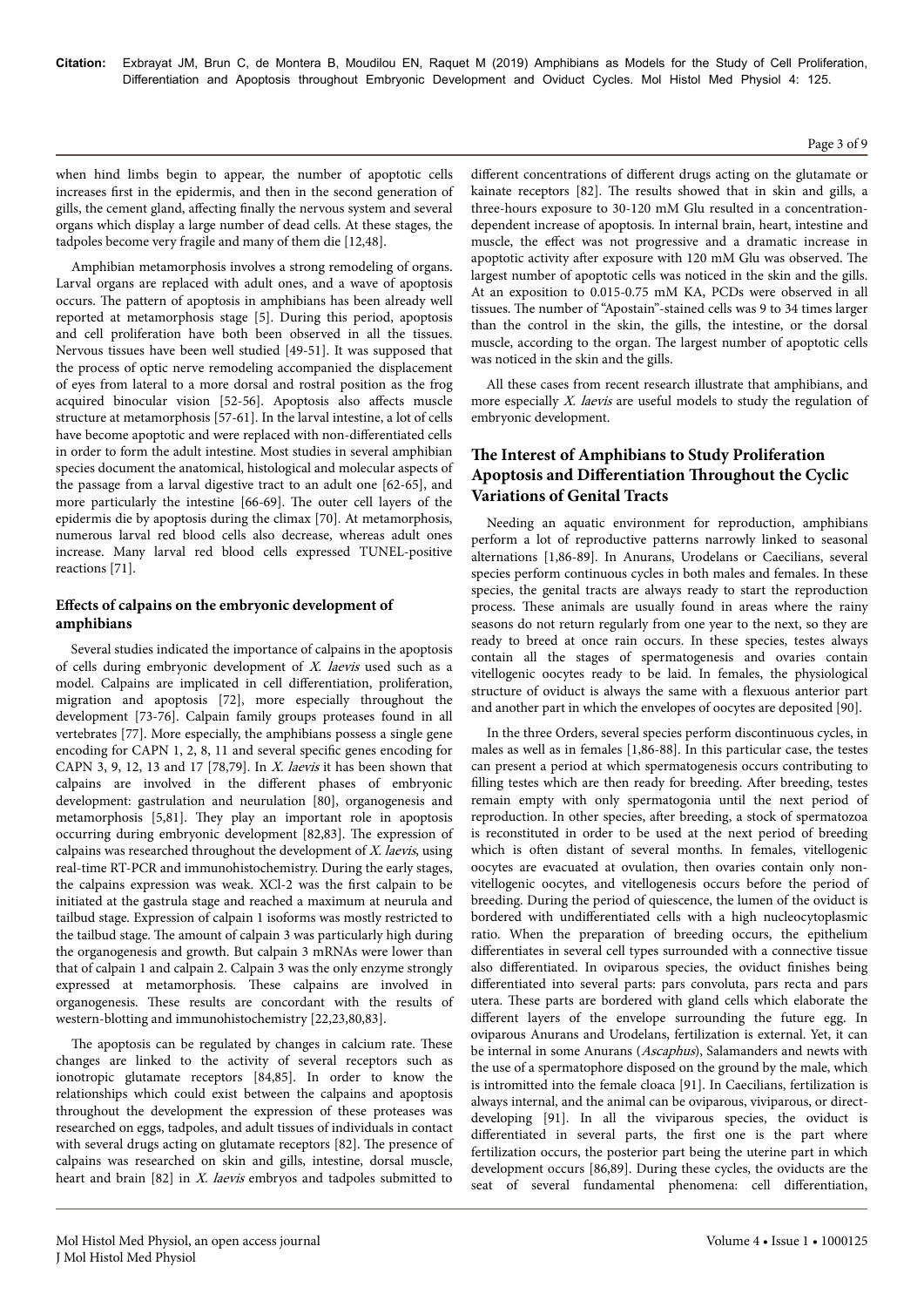when hind limbs begin to appear, the number of apoptotic cells increases first in the epidermis, and then in the second generation of gills, the cement gland, affecting finally the nervous system and several organs which display a large number of dead cells. At these stages, the tadpoles become very fragile and many of them die [12,48].

Amphibian metamorphosis involves a strong remodeling of organs. Larval organs are replaced with adult ones, and a wave of apoptosis occurs. The pattern of apoptosis in amphibians has been already well reported at metamorphosis stage [5]. During this period, apoptosis and cell proliferation have both been observed in all the tissues. Nervous tissues have been well studied [49-51]. It was supposed that the process of optic nerve remodeling accompanied the displacement of eyes from lateral to a more dorsal and rostral position as the frog acquired binocular vision [52-56]. Apoptosis also affects muscle structure at metamorphosis [57-61]. In the larval intestine, a lot of cells have become apoptotic and were replaced with non-differentiated cells in order to form the adult intestine. Most studies in several amphibian species document the anatomical, histological and molecular aspects of the passage from a larval digestive tract to an adult one [62-65], and more particularly the intestine [66-69]. The outer cell layers of the epidermis die by apoptosis during the climax [70]. At metamorphosis, numerous larval red blood cells also decrease, whereas adult ones increase. Many larval red blood cells expressed TUNEL-positive reactions [71].

### Effects of calpains on the embryonic development of amphibians

Several studies indicated the importance of calpains in the apoptosis of cells during embryonic development of *X. laevis* used such as a model. Calpains are implicated in cell differentiation, proliferation, migration and apoptosis [72], more especially throughout the development [73-76]. Calpain family groups proteases found in all vertebrates [77]. More especially, the amphibians possess a single gene encoding for CAPN 1, 2, 8, 11 and several specific genes encoding for CAPN 3, 9, 12, 13 and 17 [78,79]. In *X. laevis* it has been shown that calpains are involved in the different phases of embryonic development: gastrulation and neurulation [80], organogenesis and metamorphosis [5,81]. They play an important role in apoptosis occurring during embryonic development [82,83]. The expression of calpains was researched throughout the development of *X. laevis*, using real-time RT-PCR and immunohistochemistry. During the early stages, the calpains expression was weak. XCl-2 was the first calpain to be initiated at the gastrula stage and reached a maximum at neurula and tailbud stage. Expression of calpain 1 isoforms was mostly restricted to the tailbud stage. The amount of calpain 3 was particularly high during the organogenesis and growth. But calpain 3 mRNAs were lower than that of calpain 1 and calpain 2. Calpain 3 was the only enzyme strongly expressed at metamorphosis. These calpains are involved in organogenesis. These results are concordant with the results of western-blotting and immunohistochemistry [22,23,80,83].

The apoptosis can be regulated by changes in calcium rate. These changes are linked to the activity of several receptors such as ionotropic glutamate receptors [84,85]. In order to know the relationships which could exist between the calpains and apoptosis throughout the development the expression of these proteases was researched on eggs, tadpoles, and adult tissues of individuals in contact with several drugs acting on glutamate receptors [82]. The presence of calpains was researched on skin and gills, intestine, dorsal muscle, heart and brain [82] in *X. laevis* embryos and tadpoles submitted to different concentrations of different drugs acting on the glutamate or kainate receptors [82]. The results showed that in skin and gills, a three-hours exposure to 30-120 mM Glu resulted in a concentration-dependent increase of apoptosis. In internal brain, heart, intestine and muscle, the effect was not progressive and a dramatic increase in apoptotic activity after exposure with 120 mM Glu was observed. The largest number of apoptotic cells was noticed in the skin and the gills. At an exposition to 0.015-0.75 mM KA, PCDs were observed in all tissues. The number of "Apostain"-stained cells was 9 to 34 times larger than the control in the skin, the gills, the intestine, or the dorsal muscle, according to the organ. The largest number of apoptotic cells was noticed in the skin and the gills.

All these cases from recent research illustrate that amphibians, and more especially *X. laevis* are useful models to study the regulation of embryonic development.

## The Interest of Amphibians to Study Proliferation Apoptosis and Differentiation Throughout the Cyclic Variations of Genital Tracts

Needing an aquatic environment for reproduction, amphibians perform a lot of reproductive patterns narrowly linked to seasonal alternations [1,86-89]. In Anurans, Urodelans or Caecilians, several species perform continuous cycles in both males and females. In these species, the genital tracts are always ready to start the reproduction process. These animals are usually found in areas where the rainy seasons do not return regularly from one year to the next, so they are ready to breed at once rain occurs. In these species, testes always contain all the stages of spermatogenesis and ovaries contain vitellogenic oocytes ready to be laid. In females, the physiological structure of oviduct is always the same with a flexuous anterior part and another part in which the envelopes of oocytes are deposited [90].

In the three Orders, several species perform discontinuous cycles, in males as well as in females [1,86-88]. In this particular case, the testes can present a period at which spermatogenesis occurs contributing to filling testes which are then ready for breeding. After breeding, testes remain empty with only spermatogonia until the next period of reproduction. In other species, after breeding, a stock of spermatozoa is reconstituted in order to be used at the next period of breeding which is often distant of several months. In females, vitellogenic oocytes are evacuated at ovulation, then ovaries contain only non-vitellogenic oocytes, and vitellogenesis occurs before the period of breeding. During the period of quiescence, the lumen of the oviduct is bordered with undifferentiated cells with a high nucleocytoplasmic ratio. When the preparation of breeding occurs, the epithelium differentiates in several cell types surrounded with a connective tissue also differentiated. In oviparous species, the oviduct finishes being differentiated into several parts: pars convoluta, pars recta and pars utera. These parts are bordered with gland cells which elaborate the different layers of the envelope surrounding the future egg. In oviparous Anurans and Urodelans, fertilization is external. Yet, it can be internal in some Anurans (*Ascaphus*), Salamanders and newts with the use of a spermatophore disposed on the ground by the male, which is intromitted into the female cloaca [91]. In Caecilians, fertilization is always internal, and the animal can be oviparous, viviparous, or direct-developing [91]. In all the viviparous species, the oviduct is differentiated in several parts, the first one is the part where fertilization occurs, the posterior part being the uterine part in which development occurs [86,89]. During these cycles, the oviducts are the seat of several fundamental phenomena: cell differentiation,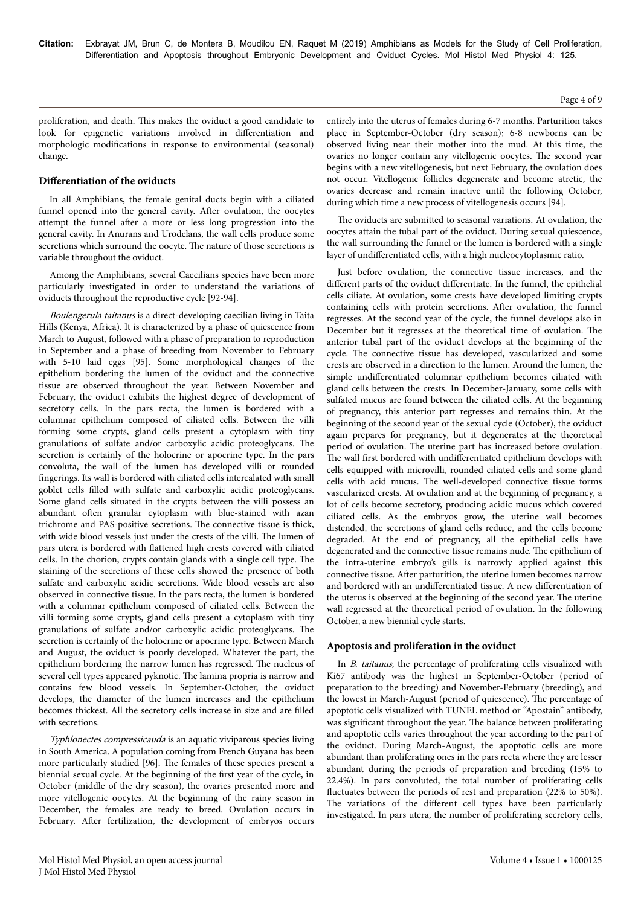proliferation, and death. This makes the oviduct a good candidate to look for epigenetic variations involved in differentiation and morphologic modifications in response to environmental (seasonal) change.

## Differentiation of the oviducts

In all Amphibians, the female genital ducts begin with a ciliated funnel opened into the general cavity. After ovulation, the oocytes attempt the funnel after a more or less long progression into the general cavity. In Anurans and Urodelans, the wall cells produce some secretions which surround the oocyte. The nature of those secretions is variable throughout the oviduct.

Among the Amphibians, several Caecilians species have been more particularly investigated in order to understand the variations of oviducts throughout the reproductive cycle [92-94].

*Boulengerula taitanus* is a direct-developing caecilian living in Taita Hills (Kenya, Africa). It is characterized by a phase of quiescence from March to August, followed with a phase of preparation to reproduction in September and a phase of breeding from November to February with 5-10 laid eggs [95]. Some morphological changes of the epithelium bordering the lumen of the oviduct and the connective tissue are observed throughout the year. Between November and February, the oviduct exhibits the highest degree of development of secretory cells. In the pars recta, the lumen is bordered with a columnar epithelium composed of ciliated cells. Between the villi forming some crypts, gland cells present a cytoplasm with tiny granulations of sulfate and/or carboxylic acidic proteoglycans. The secretion is certainly of the holocrine or apocrine type. In the pars convoluta, the wall of the lumen has developed villi or rounded fingerings. Its wall is bordered with ciliated cells intercalated with small goblet cells filled with sulfate and carboxylic acidic proteoglycans. Some gland cells situated in the crypts between the villi possess an abundant often granular cytoplasm with blue-stained with azan trichrome and PAS-positive secretions. The connective tissue is thick, with wide blood vessels just under the crests of the villi. The lumen of pars utera is bordered with flattened high crests covered with ciliated cells. In the chorion, crypts contain glands with a single cell type. The staining of the secretions of these cells showed the presence of both sulfate and carboxylic acidic secretions. Wide blood vessels are also observed in connective tissue. In the pars recta, the lumen is bordered with a columnar epithelium composed of ciliated cells. Between the villi forming some crypts, gland cells present a cytoplasm with tiny granulations of sulfate and/or carboxylic acidic proteoglycans. The secretion is certainly of the holocrine or apocrine type. Between March and August, the oviduct is poorly developed. Whatever the part, the epithelium bordering the narrow lumen has regressed. The nucleus of several cell types appeared pyknotic. The lamina propria is narrow and contains few blood vessels. In September-October, the oviduct develops, the diameter of the lumen increases and the epithelium becomes thickest. All the secretory cells increase in size and are filled with secretions.

*Typhlonectes compressicauda* is an aquatic viviparous species living in South America. A population coming from French Guyana has been more particularly studied [96]. The females of these species present a biennial sexual cycle. At the beginning of the first year of the cycle, in October (middle of the dry season), the ovaries presented more and more vitellogenic oocytes. At the beginning of the rainy season in December, the females are ready to breed. Ovulation occurs in February. After fertilization, the development of embryos occurs entirely into the uterus of females during 6-7 months. Parturition takes place in September-October (dry season); 6-8 newborns can be observed living near their mother into the mud. At this time, the ovaries no longer contain any vitellogenic oocytes. The second year begins with a new vitellogenesis, but next February, the ovulation does not occur. Vitellogenic follicles degenerate and become atretic, the ovaries decrease and remain inactive until the following October, during which time a new process of vitellogenesis occurs [94].

The oviducts are submitted to seasonal variations. At ovulation, the oocytes attain the tubal part of the oviduct. During sexual quiescence, the wall surrounding the funnel or the lumen is bordered with a single layer of undifferentiated cells, with a high nucleocytoplasmic ratio.

Just before ovulation, the connective tissue increases, and the different parts of the oviduct differentiate. In the funnel, the epithelial cells ciliate. At ovulation, some crests have developed limiting crypts containing cells with protein secretions. After ovulation, the funnel regresses. At the second year of the cycle, the funnel develops also in December but it regresses at the theoretical time of ovulation. The anterior tubal part of the oviduct develops at the beginning of the cycle. The connective tissue has developed, vascularized and some crests are observed in a direction to the lumen. Around the lumen, the simple undifferentiated columnar epithelium becomes ciliated with gland cells between the crests. In December-January, some cells with sulfated mucus are found between the ciliated cells. At the beginning of pregnancy, this anterior part regresses and remains thin. At the beginning of the second year of the sexual cycle (October), the oviduct again prepares for pregnancy, but it degenerates at the theoretical period of ovulation. The uterine part has increased before ovulation. The wall first bordered with undifferentiated epithelium develops with cells equipped with microvilli, rounded ciliated cells and some gland cells with acid mucus. The well-developed connective tissue forms vascularized crests. At ovulation and at the beginning of pregnancy, a lot of cells become secretory, producing acidic mucus which covered ciliated cells. As the embryos grow, the uterine wall becomes distended, the secretions of gland cells reduce, and the cells become degraded. At the end of pregnancy, all the epithelial cells have degenerated and the connective tissue remains nude. The epithelium of the intra-uterine embryo's gills is narrowly applied against this connective tissue. After parturition, the uterine lumen becomes narrow and bordered with an undifferentiated tissue. A new differentiation of the uterus is observed at the beginning of the second year. The uterine wall regressed at the theoretical period of ovulation. In the following October, a new biennial cycle starts.

## Apoptosis and proliferation in the oviduct

In *B. taitanus*, the percentage of proliferating cells visualized with Ki67 antibody was the highest in September-October (period of preparation to the breeding) and November-February (breeding), and the lowest in March-August (period of quiescence). The percentage of apoptotic cells visualized with TUNEL method or "Apostain" antibody, was significant throughout the year. The balance between proliferating and apoptotic cells varies throughout the year according to the part of the oviduct. During March-August, the apoptotic cells are more abundant than proliferating ones in the pars recta where they are lesser abundant during the periods of preparation and breeding (15% to 22.4%). In pars convoluted, the total number of proliferating cells fluctuates between the periods of rest and preparation (22% to 50%). The variations of the different cell types have been particularly investigated. In pars utera, the number of proliferating secretory cells,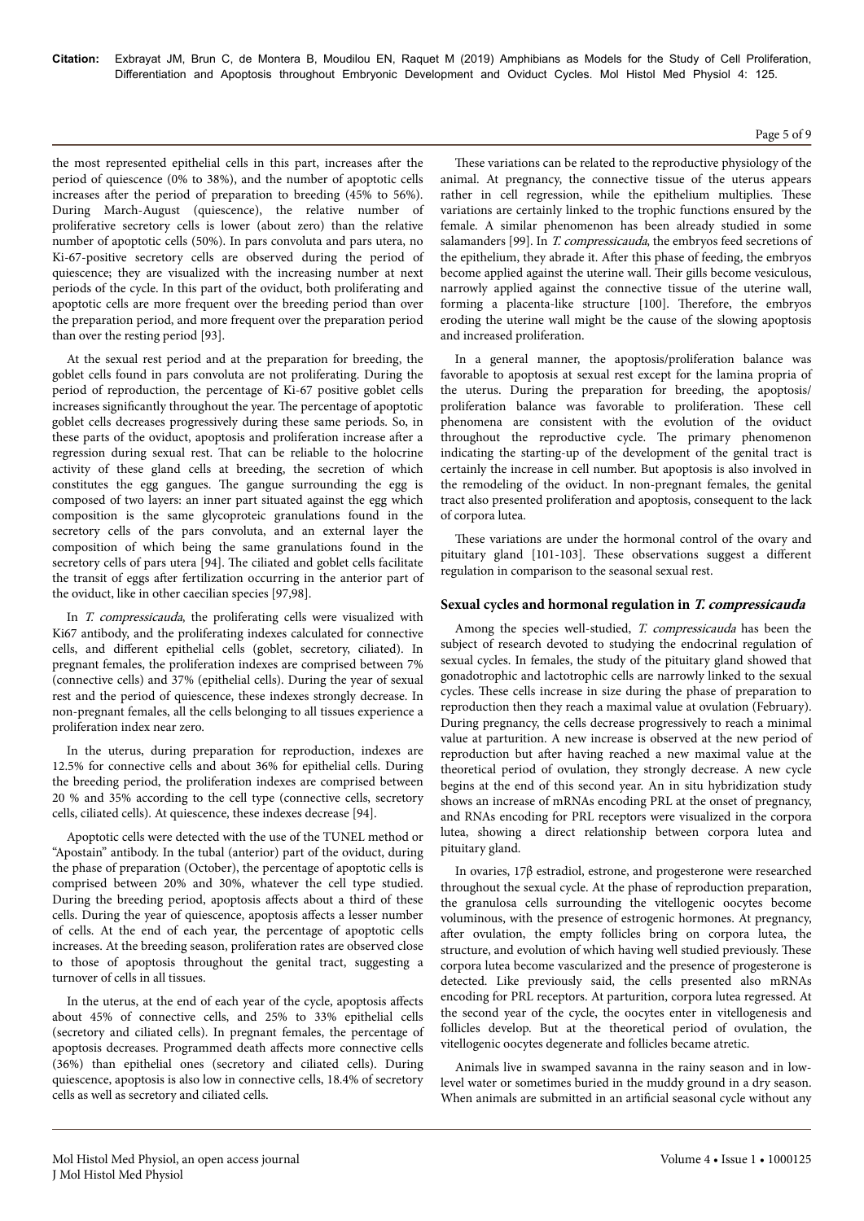the most represented epithelial cells in this part, increases after the period of quiescence (0% to 38%), and the number of apoptotic cells increases after the period of preparation to breeding (45% to 56%). During March-August (quiescence), the relative number of proliferative secretory cells is lower (about zero) than the relative number of apoptotic cells (50%). In pars convoluta and pars utera, no Ki-67-positive secretory cells are observed during the period of quiescence; they are visualized with the increasing number at next periods of the cycle. In this part of the oviduct, both proliferating and apoptotic cells are more frequent over the breeding period than over the preparation period, and more frequent over the preparation period than over the resting period [93].

At the sexual rest period and at the preparation for breeding, the goblet cells found in pars convoluta are not proliferating. During the period of reproduction, the percentage of Ki-67 positive goblet cells increases significantly throughout the year. The percentage of apoptotic goblet cells decreases progressively during these same periods. So, in these parts of the oviduct, apoptosis and proliferation increase after a regression during sexual rest. That can be reliable to the holocrine activity of these gland cells at breeding, the secretion of which constitutes the egg gangues. The gangue surrounding the egg is composed of two layers: an inner part situated against the egg which composition is the same glycoproteic granulations found in the secretory cells of the pars convoluta, and an external layer the composition of which being the same granulations found in the secretory cells of pars utera [94]. The ciliated and goblet cells facilitate the transit of eggs after fertilization occurring in the anterior part of the oviduct, like in other caecilian species [97,98].

In *T. compressicauda*, the proliferating cells were visualized with Ki67 antibody, and the proliferating indexes calculated for connective cells, and different epithelial cells (goblet, secretory, ciliated). In pregnant females, the proliferation indexes are comprised between 7% (connective cells) and 37% (epithelial cells). During the year of sexual rest and the period of quiescence, these indexes strongly decrease. In non-pregnant females, all the cells belonging to all tissues experience a proliferation index near zero.

In the uterus, during preparation for reproduction, indexes are 12.5% for connective cells and about 36% for epithelial cells. During the breeding period, the proliferation indexes are comprised between 20 % and 35% according to the cell type (connective cells, secretory cells, ciliated cells). At quiescence, these indexes decrease [94].

Apoptotic cells were detected with the use of the TUNEL method or "Apostain" antibody. In the tubal (anterior) part of the oviduct, during the phase of preparation (October), the percentage of apoptotic cells is comprised between 20% and 30%, whatever the cell type studied. During the breeding period, apoptosis affects about a third of these cells. During the year of quiescence, apoptosis affects a lesser number of cells. At the end of each year, the percentage of apoptotic cells increases. At the breeding season, proliferation rates are observed close to those of apoptosis throughout the genital tract, suggesting a turnover of cells in all tissues.

In the uterus, at the end of each year of the cycle, apoptosis affects about 45% of connective cells, and 25% to 33% epithelial cells (secretory and ciliated cells). In pregnant females, the percentage of apoptosis decreases. Programmed death affects more connective cells (36%) than epithelial ones (secretory and ciliated cells). During quiescence, apoptosis is also low in connective cells, 18.4% of secretory cells as well as secretory and ciliated cells.

These variations can be related to the reproductive physiology of the animal. At pregnancy, the connective tissue of the uterus appears rather in cell regression, while the epithelium multiplies. These variations are certainly linked to the trophic functions ensured by the female. A similar phenomenon has been already studied in some salamanders [99]. In *T. compressicauda*, the embryos feed secretions of the epithelium, they abrade it. After this phase of feeding, the embryos become applied against the uterine wall. Their gills become vesiculous, narrowly applied against the connective tissue of the uterine wall, forming a placenta-like structure [100]. Therefore, the embryos eroding the uterine wall might be the cause of the slowing apoptosis and increased proliferation.

In a general manner, the apoptosis/proliferation balance was favorable to apoptosis at sexual rest except for the lamina propria of the uterus. During the preparation for breeding, the apoptosis/ proliferation balance was favorable to proliferation. These cell phenomena are consistent with the evolution of the oviduct throughout the reproductive cycle. The primary phenomenon indicating the starting-up of the development of the genital tract is certainly the increase in cell number. But apoptosis is also involved in the remodeling of the oviduct. In non-pregnant females, the genital tract also presented proliferation and apoptosis, consequent to the lack of corpora lutea.

These variations are under the hormonal control of the ovary and pituitary gland [101-103]. These observations suggest a different regulation in comparison to the seasonal sexual rest.

## Sexual cycles and hormonal regulation in *T. compressicauda*

Among the species well-studied, *T. compressicauda* has been the subject of research devoted to studying the endocrinal regulation of sexual cycles. In females, the study of the pituitary gland showed that gonadotrophic and lactotrophic cells are narrowly linked to the sexual cycles. These cells increase in size during the phase of preparation to reproduction then they reach a maximal value at ovulation (February). During pregnancy, the cells decrease progressively to reach a minimal value at parturition. A new increase is observed at the new period of reproduction but after having reached a new maximal value at the theoretical period of ovulation, they strongly decrease. A new cycle begins at the end of this second year. An in situ hybridization study shows an increase of mRNAs encoding PRL at the onset of pregnancy, and RNAs encoding for PRL receptors were visualized in the corpora lutea, showing a direct relationship between corpora lutea and pituitary gland.

In ovaries, 17β estradiol, estrone, and progesterone were researched throughout the sexual cycle. At the phase of reproduction preparation, the granulosa cells surrounding the vitellogenic oocytes become voluminous, with the presence of estrogenic hormones. At pregnancy, after ovulation, the empty follicles bring on corpora lutea, the structure, and evolution of which having well studied previously. These corpora lutea become vascularized and the presence of progesterone is detected. Like previously said, the cells presented also mRNAs encoding for PRL receptors. At parturition, corpora lutea regressed. At the second year of the cycle, the oocytes enter in vitellogenesis and follicles develop. But at the theoretical period of ovulation, the vitellogenic oocytes degenerate and follicles became atretic.

Animals live in swamped savanna in the rainy season and in low-level water or sometimes buried in the muddy ground in a dry season. When animals are submitted in an artificial seasonal cycle without any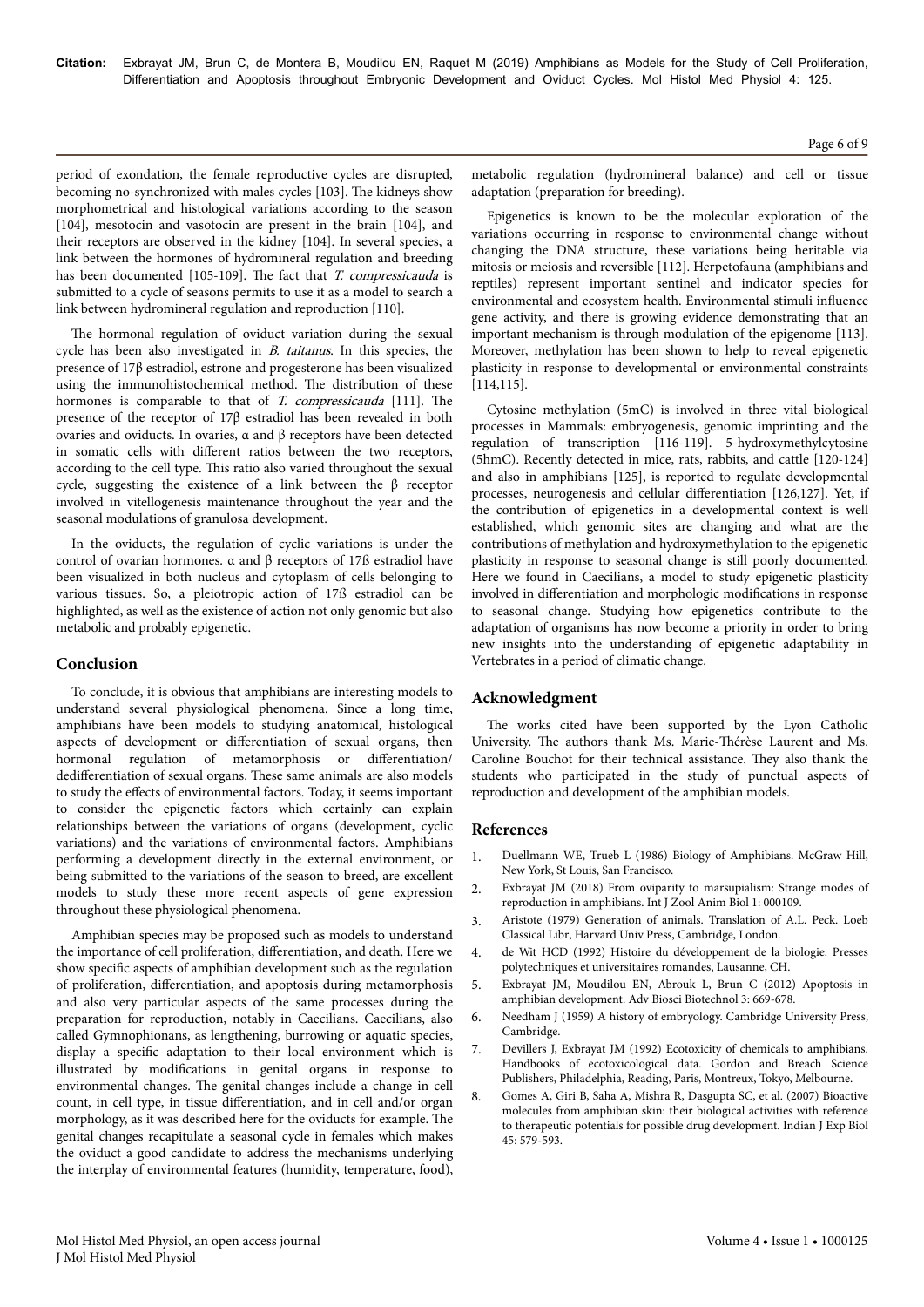period of exondation, the female reproductive cycles are disrupted, becoming no-synchronized with males cycles [103]. The kidneys show morphometrical and histological variations according to the season [104], mesotocin and vasotocin are present in the brain [104], and their receptors are observed in the kidney [104]. In several species, a link between the hormones of hydromineral regulation and breeding has been documented [105-109]. The fact that *T. compressicauda* is submitted to a cycle of seasons permits to use it as a model to search a link between hydromineral regulation and reproduction [110].

The hormonal regulation of oviduct variation during the sexual cycle has been also investigated in *B. taitanus*. In this species, the presence of 17β estradiol, estrone and progesterone has been visualized using the immunohistochemical method. The distribution of these hormones is comparable to that of *T. compressicauda* [111]. The presence of the receptor of 17β estradiol has been revealed in both ovaries and oviducts. In ovaries, α and β receptors have been detected in somatic cells with different ratios between the two receptors, according to the cell type. This ratio also varied throughout the sexual cycle, suggesting the existence of a link between the β receptor involved in vitellogenesis maintenance throughout the year and the seasonal modulations of granulosa development.

In the oviducts, the regulation of cyclic variations is under the control of ovarian hormones. α and β receptors of 17ß estradiol have been visualized in both nucleus and cytoplasm of cells belonging to various tissues. So, a pleiotropic action of 17ß estradiol can be highlighted, as well as the existence of action not only genomic but also metabolic and probably epigenetic.

## Conclusion

To conclude, it is obvious that amphibians are interesting models to understand several physiological phenomena. Since a long time, amphibians have been models to studying anatomical, histological aspects of development or differentiation of sexual organs, then hormonal regulation of metamorphosis or differentiation/dedifferentiation of sexual organs. These same animals are also models to study the effects of environmental factors. Today, it seems important to consider the epigenetic factors which certainly can explain relationships between the variations of organs (development, cyclic variations) and the variations of environmental factors. Amphibians performing a development directly in the external environment, or being submitted to the variations of the season to breed, are excellent models to study these more recent aspects of gene expression throughout these physiological phenomena.

Amphibian species may be proposed such as models to understand the importance of cell proliferation, differentiation, and death. Here we show specific aspects of amphibian development such as the regulation of proliferation, differentiation, and apoptosis during metamorphosis and also very particular aspects of the same processes during the preparation for reproduction, notably in Caecilians. Caecilians, also called Gymnophionans, as lengthening, burrowing or aquatic species, display a specific adaptation to their local environment which is illustrated by modifications in genital organs in response to environmental changes. The genital changes include a change in cell count, in cell type, in tissue differentiation, and in cell and/or organ morphology, as it was described here for the oviducts for example. The genital changes recapitulate a seasonal cycle in females which makes the oviduct a good candidate to address the mechanisms underlying the interplay of environmental features (humidity, temperature, food), metabolic regulation (hydromineral balance) and cell or tissue adaptation (preparation for breeding).

Epigenetics is known to be the molecular exploration of the variations occurring in response to environmental change without changing the DNA structure, these variations being heritable via mitosis or meiosis and reversible [112]. Herpetofauna (amphibians and reptiles) represent important sentinel and indicator species for environmental and ecosystem health. Environmental stimuli influence gene activity, and there is growing evidence demonstrating that an important mechanism is through modulation of the epigenome [113]. Moreover, methylation has been shown to help to reveal epigenetic plasticity in response to developmental or environmental constraints [114,115].

Cytosine methylation (5mC) is involved in three vital biological processes in Mammals: embryogenesis, genomic imprinting and the regulation of transcription [116-119]. 5-hydroxymethylcytosine (5hmC). Recently detected in mice, rats, rabbits, and cattle [120-124] and also in amphibians [125], is reported to regulate developmental processes, neurogenesis and cellular differentiation [126,127]. Yet, if the contribution of epigenetics in a developmental context is well established, which genomic sites are changing and what are the contributions of methylation and hydroxymethylation to the epigenetic plasticity in response to seasonal change is still poorly documented. Here we found in Caecilians, a model to study epigenetic plasticity involved in differentiation and morphologic modifications in response to seasonal change. Studying how epigenetics contribute to the adaptation of organisms has now become a priority in order to bring new insights into the understanding of epigenetic adaptability in Vertebrates in a period of climatic change.

## Acknowledgment

The works cited have been supported by the Lyon Catholic University. The authors thank Ms. Marie-Thérèse Laurent and Ms. Caroline Bouchot for their technical assistance. They also thank the students who participated in the study of punctual aspects of reproduction and development of the amphibian models.

## References

1. Duellmann WE, Trueb L (1986) Biology of Amphibians. McGraw Hill, New York, St Louis, San Francisco.
2. Exbrayat JM (2018) From oviparity to marsupialism: Strange modes of reproduction in amphibians. Int J Zool Anim Biol 1: 000109.
3. Aristote (1979) Generation of animals. Translation of A.L. Peck. Loeb Classical Libr, Harvard Univ Press, Cambridge, London.
4. de Wit HCD (1992) Histoire du développement de la biologie. Presses polytechniques et universitaires romandes, Lausanne, CH.
5. Exbrayat JM, Moudilou EN, Abrouk L, Brun C (2012) Apoptosis in amphibian development. Adv Biosci Biotechnol 3: 669-678.
6. Needham J (1959) A history of embryology. Cambridge University Press, Cambridge.
7. Devillers J, Exbrayat JM (1992) Ecotoxicity of chemicals to amphibians. Handbooks of ecotoxicological data. Gordon and Breach Science Publishers, Philadelphia, Reading, Paris, Montreux, Tokyo, Melbourne.
8. Gomes A, Giri B, Saha A, Mishra R, Dasgupta SC, et al. (2007) Bioactive molecules from amphibian skin: their biological activities with reference to therapeutic potentials for possible drug development. Indian J Exp Biol 45: 579-593.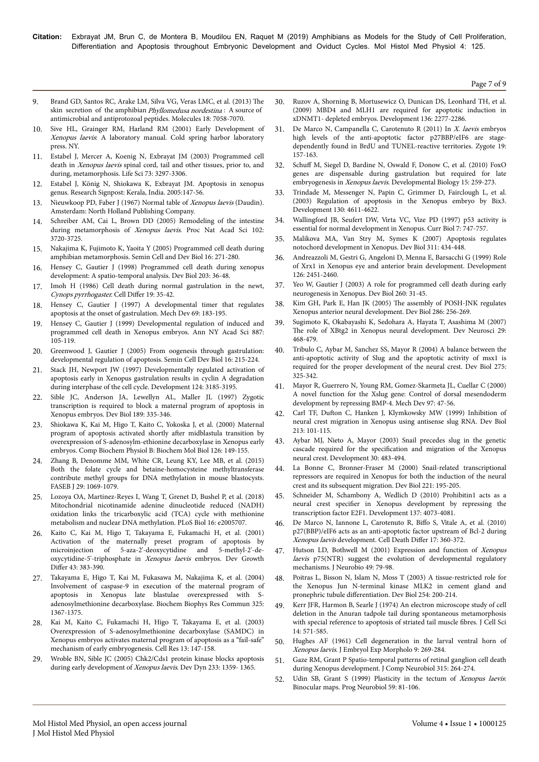9. Brand GD, Santos RC, Arake LM, Silva VG, Veras LMC, et al. (2013) The skin secretion of the amphibian *Phyllomedusa nordestina* : A source of antimicrobial and antiprotozoal peptides. Molecules 18: 7058-7070.
10. Sive HL, Grainger RM, Harland RM (2001) Early Development of *Xenopus laevis*: A laboratory manual. Cold spring harbor laboratory press. NY.
11. Estabel J, Mercer A, Koenig N, Exbrayat JM (2003) Programmed cell death in *Xenopus laevis* spinal cord, tail and other tissues, prior to, and during, metamorphosis. Life Sci 73: 3297-3306.
12. Estabel J, König N, Shiokawa K, Exbrayat JM. Apoptosis in xenopus genus. Research Signpost: Kerala, India. 2005:147-56.
13. Nieuwkoop PD, Faber J (1967) Normal table of *Xenopus laevis* (Daudin). Amsterdam: North Holland Publishing Company.
14. Schreiber AM, Cai L, Brown DD (2005) Remodeling of the intestine during metamorphosis of *Xenopus laevis*. Proc Nat Acad Sci 102: 3720-3725.
15. Nakajima K, Fujimoto K, Yaoita Y (2005) Programmed cell death during amphibian metamorphosis. Semin Cell and Dev Biol 16: 271-280.
16. Hensey C, Gautier J (1998) Programmed cell death during xenopus development: A spatio-temporal analysis. Dev Biol 203: 36-48.
17. Imoh H (1986) Cell death during normal gastrulation in the newt, *Cynops pyrrhogaster*. Cell Differ 19: 35-42.
18. Hensey C, Gautier J (1997) A developmental timer that regulates apoptosis at the onset of gastrulation. Mech Dev 69: 183-195.
19. Hensey C, Gautier J (1999) Developmental regulation of induced and programmed cell death in Xenopus embryos. Ann NY Acad Sci 887: 105-119.
20. Greenwood J, Gautier J (2005) From oogenesis through gastrulation: developmental regulation of apoptosis. Semin Cell Dev Biol 16: 215-224.
21. Stack JH, Newport JW (1997) Developmentally regulated activation of apoptosis early in Xenopus gastrulation results in cyclin A degradation during interphase of the cell cycle. Development 124: 3185-3195.
22. Sible JC, Anderson JA, Lewellyn AL, Maller JL (1997) Zygotic transcription is required to block a maternal program of apoptosis in Xenopus embryos. Dev Biol 189: 335-346.
23. Shiokawa K, Kai M, Higo T, Kaito C, Yokoska J, et al. (2000) Maternal program of apoptosis activated shortly after midblastula transition by overexpression of S-adenosylm-ethionine decarboxylase in Xenopus early embryos. Comp Biochem Physiol B: Biochem Mol Biol 126: 149-155.
24. Zhang B, Denomme MM, White CR, Leung KY, Lee MB, et al. (2015) Both the folate cycle and betaine-homocysteine methyltransferase contribute methyl groups for DNA methylation in mouse blastocysts. FASEB J 29: 1069-1079.
25. Lozoya OA, Martinez-Reyes I, Wang T, Grenet D, Bushel P, et al. (2018) Mitochondrial nicotinamide adenine dinucleotide reduced (NADH) oxidation links the tricarboxylic acid (TCA) cycle with methionine metabolism and nuclear DNA methylation. PLoS Biol 16: e2005707.
26. Kaito C, Kai M, Higo T, Takayama E, Fukamachi H, et al. (2001) Activation of the maternally preset program of apoptosis by microinjection of 5-aza-2'-deoxycytidine and 5-methyl-2'-deoxycytidine-5'-triphosphate in *Xenopus laevis* embryos. Dev Growth Differ 43: 383-390.
27. Takayama E, Higo T, Kai M, Fukasawa M, Nakajima K, et al. (2004) Involvement of caspase-9 in execution of the maternal program of apoptosis in Xenopus late blastulae overexpressed with S-adenosylmethionine decarboxylase. Biochem Biophys Res Commun 325: 1367-1375.
28. Kai M, Kaito C, Fukamachi H, Higo T, Takayama E, et al. (2003) Overexpression of S-adenosylmethionine decarboxylase (SAMDC) in Xenopus embryos activates maternal program of apoptosis as a "fail-safe" mechanism of early embryogenesis. Cell Res 13: 147-158.
29. Wroble BN, Sible JC (2005) Chk2/Cds1 protein kinase blocks apoptosis during early development of *Xenopus laevis*. Dev Dyn 233: 1359- 1365.
30. Ruzov A, Shorning B, Mortusewicz O, Dunican DS, Leonhard TH, et al. (2009) MBD4 and MLH1 are required for apoptotic induction in xDNMT1- depleted embryos. Development 136: 2277-2286.
31. De Marco N, Campanella C, Carotenuto R (2011) In *X. laevis* embryos high levels of the anti-apoptotic factor p27BBP/eIF6 are stage-dependently found in BrdU and TUNEL-reactive territories. Zygote 19: 157-163.
32. Schuff M, Siegel D, Bardine N, Oswald F, Donow C, et al. (2010) FoxO genes are dispensable during gastrulation but required for late embryogenesis in *Xenopus laevis*. Developmental Biology 15: 259-273.
33. Trindade M, Messenger N, Papin C, Grimmer D, Fairclough L, et al. (2003) Regulation of apoptosis in the Xenopus embryo by Bix3. Development 130: 4611-4622.
34. Wallingford JB, Seufert DW, Virta VC, Vize PD (1997) p53 activity is essential for normal development in Xenopus. Curr Biol 7: 747-757.
35. Malikova MA, Van Stry M, Symes K (2007) Apoptosis regulates notochord development in Xenopus. Dev Biol 311: 434-448.
36. Andreazzoli M, Gestri G, Angeloni D, Menna E, Barsacchi G (1999) Role of Xrx1 in Xenopus eye and anterior brain development. Development 126: 2451-2460.
37. Yeo W, Gautier J (2003) A role for programmed cell death during early neurogenesis in Xenopus. Dev Biol 260: 31-45.
38. Kim GH, Park E, Han JK (2005) The assembly of POSH-JNK regulates Xenopus anterior neural development. Dev Biol 286: 256-269.
39. Sugimoto K, Okabayashi K, Sedohara A, Hayata T, Asashima M (2007) The role of XBtg2 in Xenopus neural development. Dev Neurosci 29: 468-479.
40. Tribulo C, Aybar M, Sanchez SS, Mayor R (2004) A balance between the anti-apoptotic activity of Slug and the apoptotic activity of msx1 is required for the proper development of the neural crest. Dev Biol 275: 325-342.
41. Mayor R, Guerrero N, Young RM, Gomez-Skarmeta JL, Cuellar C (2000) A novel function for the Xslug gene: Control of dorsal mesendoderm development by repressing BMP-4. Mech Dev 97: 47-56.
42. Carl TF, Dufton C, Hanken J, Klymkowsky MW (1999) Inhibition of neural crest migration in Xenopus using antisense slug RNA. Dev Biol 213: 101-115.
43. Aybar MJ, Nieto A, Mayor (2003) Snail precedes slug in the genetic cascade required for the specification and migration of the Xenopus neural crest. Development 30: 483-494.
44. La Bonne C, Bronner-Fraser M (2000) Snail-related transcriptional repressors are required in Xenopus for both the induction of the neural crest and its subsequent migration. Dev Biol 221: 195-205.
45. Schneider M, Schambony A, Wedlich D (2010) Prohibitin1 acts as a neural crest specifier in Xenopus development by repressing the transcription factor E2F1. Development 137: 4073-4081.
46. De Marco N, Iannone L, Carotenuto R, Biffo S, Vitale A, et al. (2010) p27(BBP)/eIF6 acts as an anti-apoptotic factor upstream of Bcl-2 during *Xenopus laevis* development. Cell Death Differ 17: 360-372.
47. Hutson LD, Bothwell M (2001) Expression and function of *Xenopus laevis* p75(NTR) suggest the evolution of developmental regulatory mechanisms. J Neurobio 49: 79-98.
48. Poitras L, Bisson N, Islam N, Moss T (2003) A tissue-restricted role for the Xenopus Jun N-terminal kinase MLK2 in cement gland and pronephric tubule differentiation. Dev Biol 254: 200-214.
49. Kerr JFR, Harmon B, Searle J (1974) An electron microscope study of cell deletion in the Anuran tadpole tail during spontaneous metamorphosis with special reference to apoptosis of striated tail muscle fibres. J Cell Sci 14: 571-585.
50. Hughes AF (1961) Cell degeneration in the larval ventral horn of *Xenopus laevis*. J Embryol Exp Morpholo 9: 269-284.
51. Gaze RM, Grant P Spatio-temporal patterns of retinal ganglion cell death during Xenopus development. J Comp Neurobiol 315: 264-274.
52. Udin SB, Grant S (1999) Plasticity in the tectum of *Xenopus laevis*: Binocular maps. Prog Neurobiol 59: 81-106.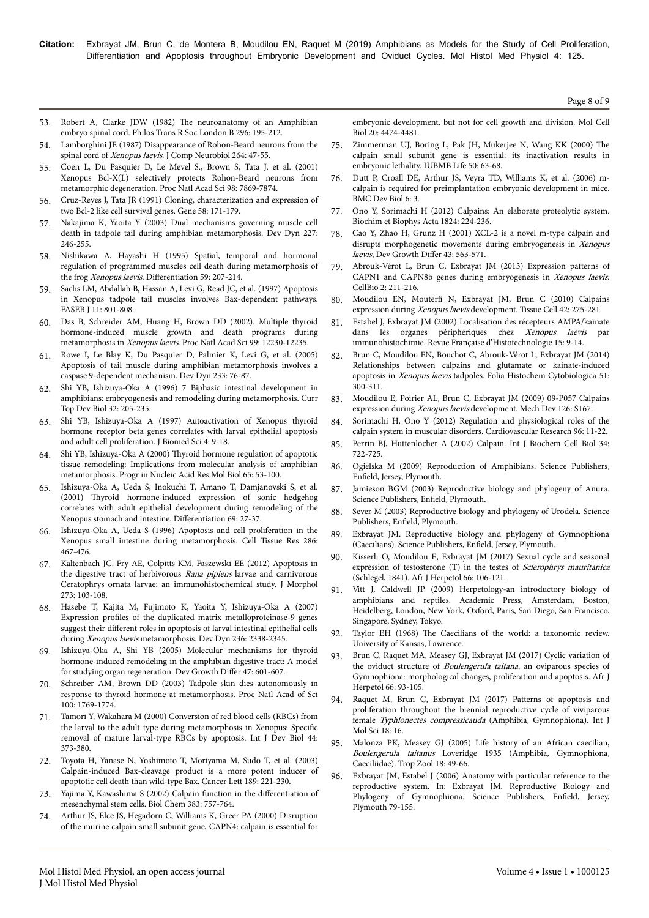53. Robert A, Clarke JDW (1982) The neuroanatomy of an Amphibian embryo spinal cord. Philos Trans R Soc London B 296: 195-212.
54. Lamborghini JE (1987) Disappearance of Rohon-Beard neurons from the spinal cord of *Xenopus laevis*. J Comp Neurobiol 264: 47-55.
55. Coen L, Du Pasquier D, Le Mevel S, Brown S, Tata J, et al. (2001) Xenopus Bcl-X(L) selectively protects Rohon-Beard neurons from metamorphic degeneration. Proc Natl Acad Sci 98: 7869-7874.
56. Cruz-Reyes J, Tata JR (1991) Cloning, characterization and expression of two Bcl-2 like cell survival genes. Gene 58: 171-179.
57. Nakajima K, Yaoita Y (2003) Dual mechanisms governing muscle cell death in tadpole tail during amphibian metamorphosis. Dev Dyn 227: 246-255.
58. Nishikawa A, Hayashi H (1995) Spatial, temporal and hormonal regulation of programmed muscles cell death during metamorphosis of the frog *Xenopus laevis*. Differentiation 59: 207-214.
59. Sachs LM, Abdallah B, Hassan A, Levi G, Read JC, et al. (1997) Apoptosis in Xenopus tadpole tail muscles involves Bax-dependent pathways. FASEB J 11: 801-808.
60. Das B, Schreider AM, Huang H, Brown DD (2002). Multiple thyroid hormone-induced muscle growth and death programs during metamorphosis in *Xenopus laevis*. Proc Natl Acad Sci 99: 12230-12235.
61. Rowe I, Le Blay K, Du Pasquier D, Palmier K, Levi G, et al. (2005) Apoptosis of tail muscle during amphibian metamorphosis involves a caspase 9-dependent mechanism. Dev Dyn 233: 76-87.
62. Shi YB, Ishizuya-Oka A (1996) 7 Biphasic intestinal development in amphibians: embryogenesis and remodeling during metamorphosis. Curr Top Dev Biol 32: 205-235.
63. Shi YB, Ishizuya-Oka A (1997) Autoactivation of Xenopus thyroid hormone receptor beta genes correlates with larval epithelial apoptosis and adult cell proliferation. J Biomed Sci 4: 9-18.
64. Shi YB, Ishizuya-Oka A (2000) Thyroid hormone regulation of apoptotic tissue remodeling: Implications from molecular analysis of amphibian metamorphosis. Progr in Nucleic Acid Res Mol Biol 65: 53-100.
65. Ishizuya-Oka A, Ueda S, Inokuchi T, Amano T, Damjanovski S, et al. (2001) Thyroid hormone-induced expression of sonic hedgehog correlates with adult epithelial development during remodeling of the Xenopus stomach and intestine. Differentiation 69: 27-37.
66. Ishizuya-Oka A, Ueda S (1996) Apoptosis and cell proliferation in the Xenopus small intestine during metamorphosis. Cell Tissue Res 286: 467-476.
67. Kaltenbach JC, Fry AE, Colpitts KM, Faszewski EE (2012) Apoptosis in the digestive tract of herbivorous *Rana pipiens* larvae and carnivorous Ceratophrys ornata larvae: an immunohistochemical study. J Morphol 273: 103-108.
68. Hasebe T, Kajita M, Fujimoto K, Yaoita Y, Ishizuya-Oka A (2007) Expression profiles of the duplicated matrix metalloproteinase-9 genes suggest their different roles in apoptosis of larval intestinal epithelial cells during *Xenopus laevis* metamorphosis. Dev Dyn 236: 2338-2345.
69. Ishizuya-Oka A, Shi YB (2005) Molecular mechanisms for thyroid hormone-induced remodeling in the amphibian digestive tract: A model for studying organ regeneration. Dev Growth Differ 47: 601-607.
70. Schreiber AM, Brown DD (2003) Tadpole skin dies autonomously in response to thyroid hormone at metamorphosis. Proc Natl Acad of Sci 100: 1769-1774.
71. Tamori Y, Wakahara M (2000) Conversion of red blood cells (RBCs) from the larval to the adult type during metamorphosis in Xenopus: Specific removal of mature larval-type RBCs by apoptosis. Int J Dev Biol 44: 373-380.
72. Toyota H, Yanase N, Yoshimoto T, Moriyama M, Sudo T, et al. (2003) Calpain-induced Bax-cleavage product is a more potent inducer of apoptotic cell death than wild-type Bax. Cancer Lett 189: 221-230.
73. Yajima Y, Kawashima S (2002) Calpain function in the differentiation of mesenchymal stem cells. Biol Chem 383: 757-764.
74. Arthur JS, Elce JS, Hegadorn C, Williams K, Greer PA (2000) Disruption of the murine calpain small subunit gene, CAPN4: calpain is essential for embryonic development, but not for cell growth and division. Mol Cell Biol 20: 4474-4481.
75. Zimmerman UJ, Boring L, Pak JH, Mukerjee N, Wang KK (2000) The calpain small subunit gene is essential: its inactivation results in embryonic lethality. IUBMB Life 50: 63-68.
76. Dutt P, Croall DE, Arthur JS, Veyra TD, Williams K, et al. (2006) m-calpain is required for preimplantation embryonic development in mice. BMC Dev Biol 6: 3.
77. Ono Y, Sorimachi H (2012) Calpains: An elaborate proteolytic system. Biochim et Biophys Acta 1824: 224-236.
78. Cao Y, Zhao H, Grunz H (2001) XCL-2 is a novel m-type calpain and disrupts morphogenetic movements during embryogenesis in *Xenopus laevis*, Dev Growth Differ 43: 563-571.
79. Abrouk-Vérot L, Brun C, Exbrayat JM (2013) Expression patterns of CAPN1 and CAPN8b genes during embryogenesis in *Xenopus laevis*. CellBio 2: 211-216.
80. Moudilou EN, Mouterfi N, Exbrayat JM, Brun C (2010) Calpains expression during *Xenopus laevis* development. Tissue Cell 42: 275-281.
81. Estabel J, Exbrayat JM (2002) Localisation des récepteurs AMPA/kaïnate dans les organes périphériques chez *Xenopus laevis* par immunohistochimie. Revue Française d'Histotechnologie 15: 9-14.
82. Brun C, Moudilou EN, Bouchot C, Abrouk-Vérot L, Exbrayat JM (2014) Relationships between calpains and glutamate or kainate-induced apoptosis in *Xenopus laevis* tadpoles. Folia Histochem Cytobiologica 51: 300-311.
83. Moudilou E, Poirier AL, Brun C, Exbrayat JM (2009) 09-P057 Calpains expression during *Xenopus laevis* development. Mech Dev 126: S167.
84. Sorimachi H, Ono Y (2012) Regulation and physiological roles of the calpain system in muscular disorders. Cardiovascular Research 96: 11-22.
85. Perrin BJ, Huttenlocher A (2002) Calpain. Int J Biochem Cell Biol 34: 722-725.
86. Ogielska M (2009) Reproduction of Amphibians. Science Publishers, Enfield, Jersey, Plymouth.
87. Jamieson BGM (2003) Reproductive biology and phylogeny of Anura. Science Publishers, Enfield, Plymouth.
88. Sever M (2003) Reproductive biology and phylogeny of Urodela. Science Publishers, Enfield, Plymouth.
89. Exbrayat JM. Reproductive biology and phylogeny of Gymnophiona (Caecilians). Science Publishers, Enfield, Jersey, Plymouth.
90. Kisserli O, Moudilou E, Exbrayat JM (2017) Sexual cycle and seasonal expression of testosterone (T) in the testes of *Sclerophrys mauritanica* (Schlegel, 1841). Afr J Herpetol 66: 106-121.
91. Vitt J, Caldwell JP (2009) Herpetology-an introductory biology of amphibians and reptiles. Academic Press, Amsterdam, Boston, Heidelberg, London, New York, Oxford, Paris, San Diego, San Francisco, Singapore, Sydney, Tokyo.
92. Taylor EH (1968) The Caecilians of the world: a taxonomic review. University of Kansas, Lawrence.
93. Brun C, Raquet MA, Measey GJ, Exbrayat JM (2017) Cyclic variation of the oviduct structure of *Boulengerula taitana*, an oviparous species of Gymnophiona: morphological changes, proliferation and apoptosis. Afr J Herpetol 66: 93-105.
94. Raquet M, Brun C, Exbrayat JM (2017) Patterns of apoptosis and proliferation throughout the biennial reproductive cycle of viviparous female *Typhlonectes compressicauda* (Amphibia, Gymnophiona). Int J Mol Sci 18: 16.
95. Malonza PK, Measey GJ (2005) Life history of an African caecilian, *Boulengerula taitanus* Loveridge 1935 (Amphibia, Gymnophiona, Caeciliidae). Trop Zool 18: 49-66.
96. Exbrayat JM, Estabel J (2006) Anatomy with particular reference to the reproductive system. In: Exbrayat JM. Reproductive Biology and Phylogeny of Gymnophiona. Science Publishers, Enfield, Jersey, Plymouth 79-155.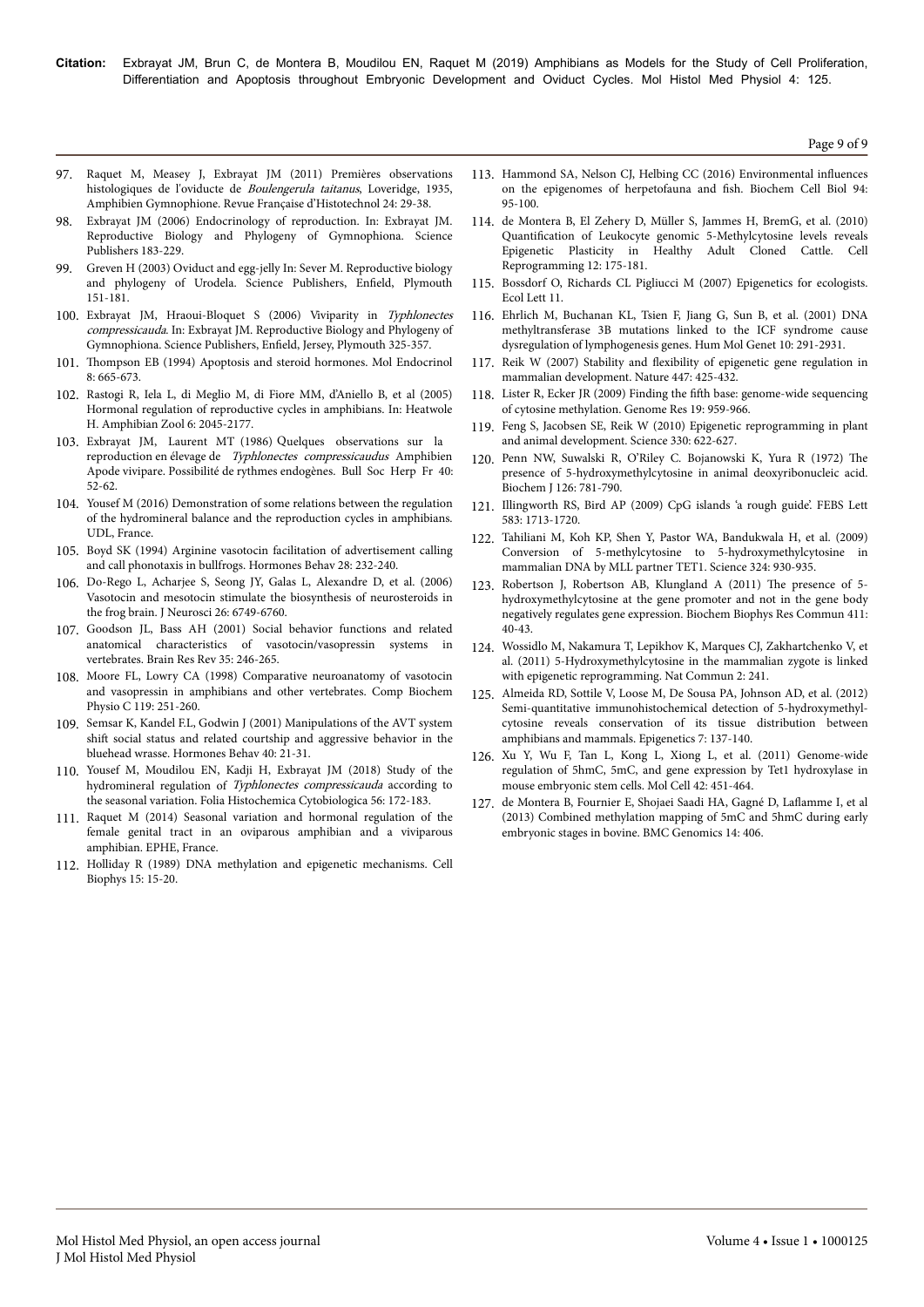97. Raquet M, Measey J, Exbrayat JM (2011) Premières observations histologiques de l'oviducte de *Boulengerula taitanus*, Loveridge, 1935, Amphibien Gymnophione. Revue Française d'Histotechnol 24: 29-38.
98. Exbrayat JM (2006) Endocrinology of reproduction. In: Exbrayat JM. Reproductive Biology and Phylogeny of Gymnophiona. Science Publishers 183-229.
99. Greven H (2003) Oviduct and egg-jelly In: Sever M. Reproductive biology and phylogeny of Urodela. Science Publishers, Enfield, Plymouth 151-181.
100. Exbrayat JM, Hraoui-Bloquet S (2006) Viviparity in *Typhlonectes compressicauda*. In: Exbrayat JM. Reproductive Biology and Phylogeny of Gymnophiona. Science Publishers, Enfield, Jersey, Plymouth 325-357.
101. Thompson EB (1994) Apoptosis and steroid hormones. Mol Endocrinol 8: 665-673.
102. Rastogi R, Iela L, di Meglio M, di Fiore MM, d'Aniello B, et al (2005) Hormonal regulation of reproductive cycles in amphibians. In: Heatwole H. Amphibian Zool 6: 2045-2177.
103. Exbrayat JM, Laurent MT (1986) Quelques observations sur la reproduction en élevage de *Typhlonectes compressicaudus* Amphibien Apode vivipare. Possibilité de rythmes endogènes. Bull Soc Herp Fr 40: 52-62.
104. Yousef M (2016) Demonstration of some relations between the regulation of the hydromineral balance and the reproduction cycles in amphibians. UDL, France.
105. Boyd SK (1994) Arginine vasotocin facilitation of advertisement calling and call phonotaxis in bullfrogs. Hormones Behav 28: 232-240.
106. Do-Rego L, Acharjee S, Seong JY, Galas L, Alexandre D, et al. (2006) Vasotocin and mesotocin stimulate the biosynthesis of neurosteroids in the frog brain. J Neurosci 26: 6749-6760.
107. Goodson JL, Bass AH (2001) Social behavior functions and related anatomical characteristics of vasotocin/vasopressin systems in vertebrates. Brain Res Rev 35: 246-265.
108. Moore FL, Lowry CA (1998) Comparative neuroanatomy of vasotocin and vasopressin in amphibians and other vertebrates. Comp Biochem Physio C 119: 251-260.
109. Semsar K, Kandel F.L, Godwin J (2001) Manipulations of the AVT system shift social status and related courtship and aggressive behavior in the bluehead wrasse. Hormones Behav 40: 21-31.
110. Yousef M, Moudilou EN, Kadji H, Exbrayat JM (2018) Study of the hydromineral regulation of *Typhlonectes compressicauda* according to the seasonal variation. Folia Histochemica Cytobiologica 56: 172-183.
111. Raquet M (2014) Seasonal variation and hormonal regulation of the female genital tract in an oviparous amphibian and a viviparous amphibian. EPHE, France.
112. Holliday R (1989) DNA methylation and epigenetic mechanisms. Cell Biophys 15: 15-20.
113. Hammond SA, Nelson CJ, Helbing CC (2016) Environmental influences on the epigenomes of herpetofauna and fish. Biochem Cell Biol 94: 95-100.
114. de Montera B, El Zehery D, Müller S, Jammes H, BremG, et al. (2010) Quantification of Leukocyte genomic 5-Methylcytosine levels reveals Epigenetic Plasticity in Healthy Adult Cloned Cattle. Cell Reprogramming 12: 175-181.
115. Bossdorf O, Richards CL Pigliucci M (2007) Epigenetics for ecologists. Ecol Lett 11.
116. Ehrlich M, Buchanan KL, Tsien F, Jiang G, Sun B, et al. (2001) DNA methyltransferase 3B mutations linked to the ICF syndrome cause dysregulation of lymphogenesis genes. Hum Mol Genet 10: 291-2931.
117. Reik W (2007) Stability and flexibility of epigenetic gene regulation in mammalian development. Nature 447: 425-432.
118. Lister R, Ecker JR (2009) Finding the fifth base: genome-wide sequencing of cytosine methylation. Genome Res 19: 959-966.
119. Feng S, Jacobsen SE, Reik W (2010) Epigenetic reprogramming in plant and animal development. Science 330: 622-627.
120. Penn NW, Suwalski R, O'Riley C. Bojanowski K, Yura R (1972) The presence of 5-hydroxymethylcytosine in animal deoxyribonucleic acid. Biochem J 126: 781-790.
121. Illingworth RS, Bird AP (2009) CpG islands 'a rough guide'. FEBS Lett 583: 1713-1720.
122. Tahiliani M, Koh KP, Shen Y, Pastor WA, Bandukwala H, et al. (2009) Conversion of 5-methylcytosine to 5-hydroxymethylcytosine in mammalian DNA by MLL partner TET1. Science 324: 930-935.
123. Robertson J, Robertson AB, Klungland A (2011) The presence of 5-hydroxymethylcytosine at the gene promoter and not in the gene body negatively regulates gene expression. Biochem Biophys Res Commun 411: 40-43.
124. Wossidlo M, Nakamura T, Lepikhov K, Marques CJ, Zakhartchenko V, et al. (2011) 5-Hydroxymethylcytosine in the mammalian zygote is linked with epigenetic reprogramming. Nat Commun 2: 241.
125. Almeida RD, Sottile V, Loose M, De Sousa PA, Johnson AD, et al. (2012) Semi-quantitative immunohistochemical detection of 5-hydroxymethyl-cytosine reveals conservation of its tissue distribution between amphibians and mammals. Epigenetics 7: 137-140.
126. Xu Y, Wu F, Tan L, Kong L, Xiong L, et al. (2011) Genome-wide regulation of 5hmC, 5mC, and gene expression by Tet1 hydroxylase in mouse embryonic stem cells. Mol Cell 42: 451-464.
127. de Montera B, Fournier E, Shojaei Saadi HA, Gagné D, Laflamme I, et al (2013) Combined methylation mapping of 5mC and 5hmC during early embryonic stages in bovine. BMC Genomics 14: 406.